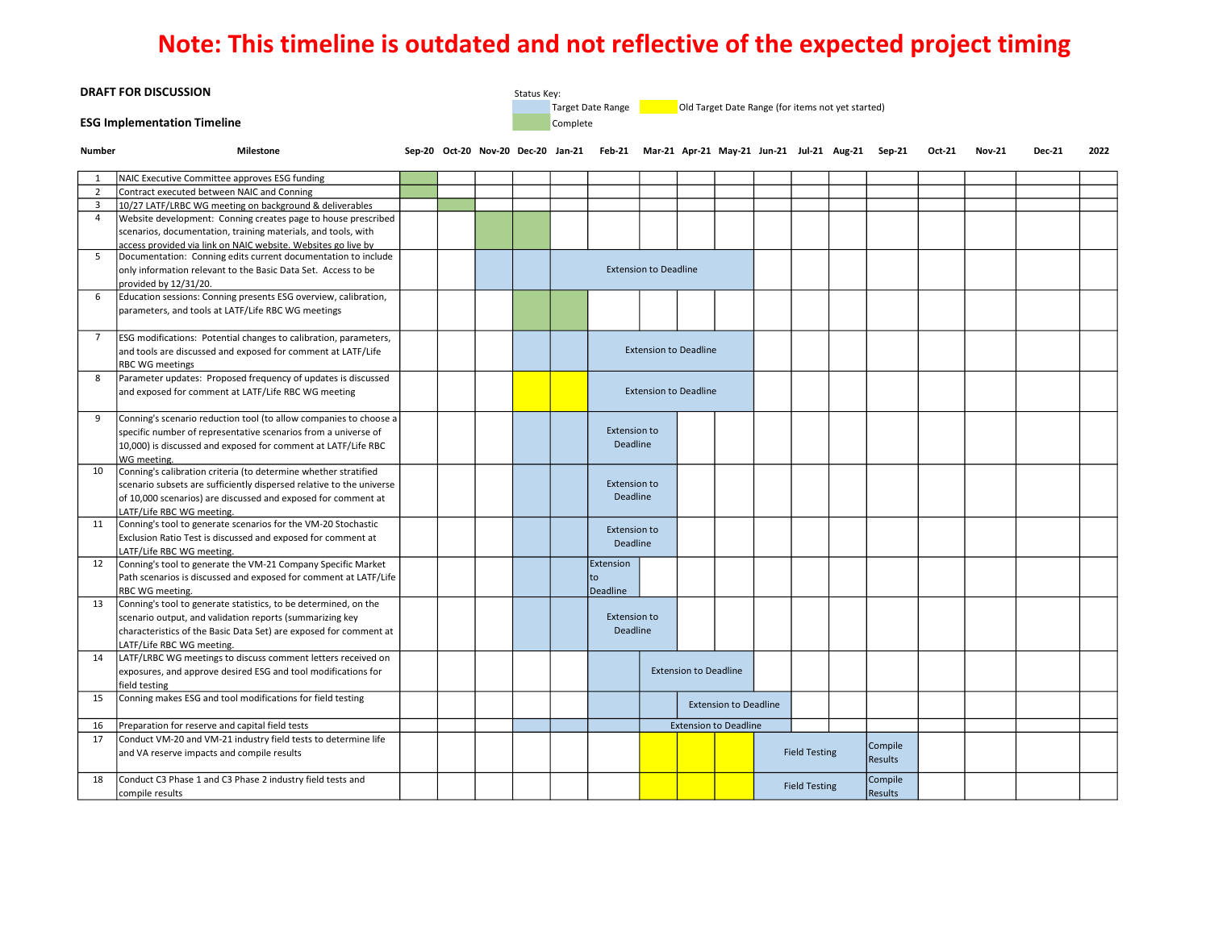# Note: This timeline is outdated and not reflective of the expected project timing

**DRAFT FOR DISCUSSION**

**ESG Implementation Timeline**

Status Key:
- Target Date Range
- Complete
- Old Target Date Range (for items not yet started)

| Number | Milestone | Sep-20 | Oct-20 | Nov-20 | Dec-20 | Jan-21 | Feb-21 | Mar-21 | Apr-21 | May-21 | Jun-21 | Jul-21 | Aug-21 | Sep-21 | Oct-21 | Nov-21 | Dec-21 | 2022 |
|---|---|---|---|---|---|---|---|---|---|---|---|---|---|---|---|---|---|---|
| 1 | NAIC Executive Committee approves ESG funding | | | | | | | | | | | | | | | | | |
| 2 | Contract executed between NAIC and Conning | | | | | | | | | | | | | | | | | |
| 3 | 10/27 LATF/LRBC WG meeting on background & deliverables | | | | | | | | | | | | | | | | | |
| 4 | Website development: Conning creates page to house prescribed scenarios, documentation, training materials, and tools, with access provided via link on NAIC website. Websites go live by | | | | | | | | | | | | | | | | | |
| 5 | Documentation: Conning edits current documentation to include only information relevant to the Basic Data Set. Access to be provided by 12/31/20. | | | | | Extension to Deadline | | | | | | | | | | | | |
| 6 | Education sessions: Conning presents ESG overview, calibration, parameters, and tools at LATF/Life RBC WG meetings | | | | | | | | | | | | | | | | | |
| 7 | ESG modifications: Potential changes to calibration, parameters, and tools are discussed and exposed for comment at LATF/Life RBC WG meetings | | | | | | Extension to Deadline | | | | | | | | | | | |
| 8 | Parameter updates: Proposed frequency of updates is discussed and exposed for comment at LATF/Life RBC WG meeting | | | | | | Extension to Deadline | | | | | | | | | | | |
| 9 | Conning's scenario reduction tool (to allow companies to choose a specific number of representative scenarios from a universe of 10,000) is discussed and exposed for comment at LATF/Life RBC WG meeting. | | | | | | Extension to Deadline | | | | | | | | | | | |
| 10 | Conning's calibration criteria (to determine whether stratified scenario subsets are sufficiently dispersed relative to the universe of 10,000 scenarios) are discussed and exposed for comment at LATF/Life RBC WG meeting. | | | | | | Extension to Deadline | | | | | | | | | | | |
| 11 | Conning's tool to generate scenarios for the VM-20 Stochastic Exclusion Ratio Test is discussed and exposed for comment at LATF/Life RBC WG meeting. | | | | | | Extension to Deadline | | | | | | | | | | | |
| 12 | Conning's tool to generate the VM-21 Company Specific Market Path scenarios is discussed and exposed for comment at LATF/Life RBC WG meeting. | | | | | | Extension to Deadline | | | | | | | | | | | |
| 13 | Conning's tool to generate statistics, to be determined, on the scenario output, and validation reports (summarizing key characteristics of the Basic Data Set) are exposed for comment at LATF/Life RBC WG meeting. | | | | | | Extension to Deadline | | | | | | | | | | | |
| 14 | LATF/LRBC WG meetings to discuss comment letters received on exposures, and approve desired ESG and tool modifications for field testing | | | | | | | Extension to Deadline | | | | | | | | | | |
| 15 | Conning makes ESG and tool modifications for field testing | | | | | | | | Extension to Deadline | | | | | | | | | |
| 16 | Preparation for reserve and capital field tests | | | | | | | Extension to Deadline | | | | | | | | | | |
| 17 | Conduct VM-20 and VM-21 industry field tests to determine life and VA reserve impacts and compile results | | | | | | | | | | Field Testing | | | Compile Results | | | | |
| 18 | Conduct C3 Phase 1 and C3 Phase 2 industry field tests and compile results | | | | | | | | | | Field Testing | | | Compile Results | | | | |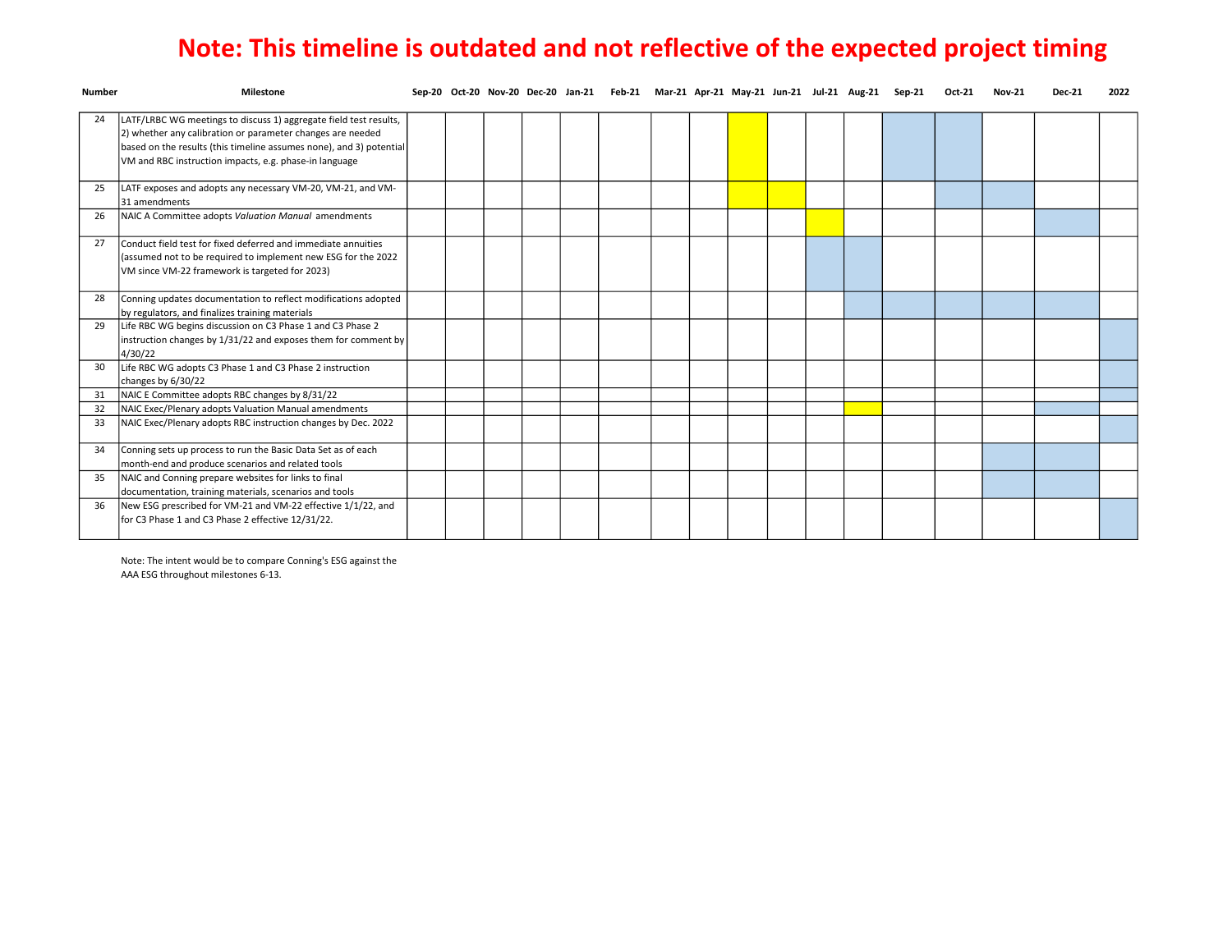# Note: This timeline is outdated and not reflective of the expected project timing

| Number | Milestone | Sep-20 | Oct-20 | Nov-20 | Dec-20 | Jan-21 | Feb-21 | Mar-21 | Apr-21 | May-21 | Jun-21 | Jul-21 | Aug-21 | Sep-21 | Oct-21 | Nov-21 | Dec-21 | 2022 |
|---|---|---|---|---|---|---|---|---|---|---|---|---|---|---|---|---|---|---|
| 24 | LATF/LRBC WG meetings to discuss 1) aggregate field test results, 2) whether any calibration or parameter changes are needed based on the results (this timeline assumes none), and 3) potential VM and RBC instruction impacts, e.g. phase-in language | | | | | | | | | | | | | | | | | |
| 25 | LATF exposes and adopts any necessary VM-20, VM-21, and VM-31 amendments | | | | | | | | | | | | | | | | | |
| 26 | NAIC A Committee adopts *Valuation Manual* amendments | | | | | | | | | | | | | | | | | |
| 27 | Conduct field test for fixed deferred and immediate annuities (assumed not to be required to implement new ESG for the 2022 VM since VM-22 framework is targeted for 2023) | | | | | | | | | | | | | | | | | |
| 28 | Conning updates documentation to reflect modifications adopted by regulators, and finalizes training materials | | | | | | | | | | | | | | | | | |
| 29 | Life RBC WG begins discussion on C3 Phase 1 and C3 Phase 2 instruction changes by 1/31/22 and exposes them for comment by 4/30/22 | | | | | | | | | | | | | | | | | |
| 30 | Life RBC WG adopts C3 Phase 1 and C3 Phase 2 instruction changes by 6/30/22 | | | | | | | | | | | | | | | | | |
| 31 | NAIC E Committee adopts RBC changes by 8/31/22 | | | | | | | | | | | | | | | | | |
| 32 | NAIC Exec/Plenary adopts Valuation Manual amendments | | | | | | | | | | | | | | | | | |
| 33 | NAIC Exec/Plenary adopts RBC instruction changes by Dec. 2022 | | | | | | | | | | | | | | | | | |
| 34 | Conning sets up process to run the Basic Data Set as of each month-end and produce scenarios and related tools | | | | | | | | | | | | | | | | | |
| 35 | NAIC and Conning prepare websites for links to final documentation, training materials, scenarios and tools | | | | | | | | | | | | | | | | | |
| 36 | New ESG prescribed for VM-21 and VM-22 effective 1/1/22, and for C3 Phase 1 and C3 Phase 2 effective 12/31/22. | | | | | | | | | | | | | | | | | |

Note: The intent would be to compare Conning's ESG against the AAA ESG throughout milestones 6-13.